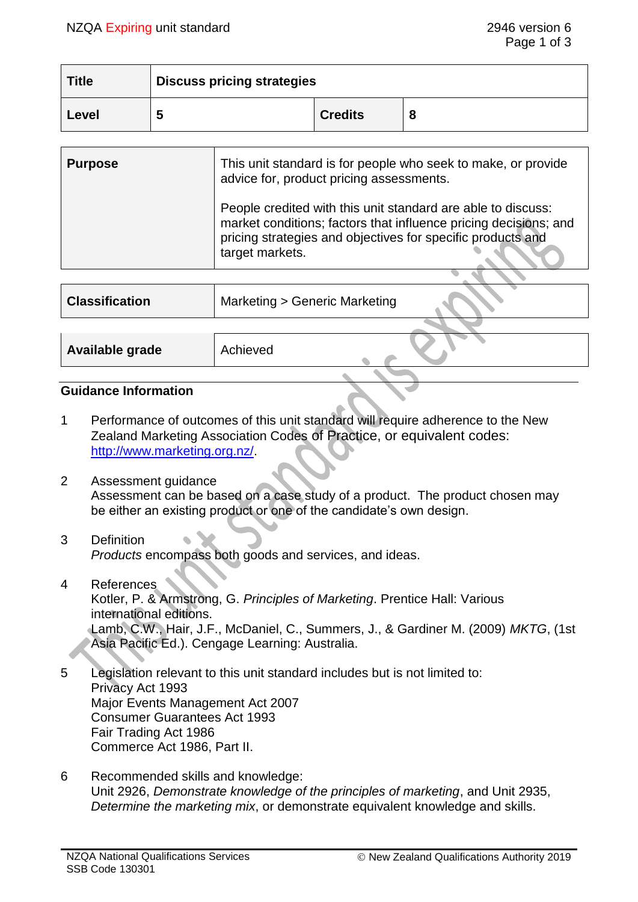| Title | Discuss pricing strategies | | |
|---|---|---|---|
| Level | 5 | Credits | 8 |

| Purpose | This unit standard is for people who seek to make, or provide advice for, product pricing assessments.<br><br>People credited with this unit standard are able to discuss: market conditions; factors that influence pricing decisions; and pricing strategies and objectives for specific products and target markets. |
|---|---|

| Classification | Marketing > Generic Marketing |
|---|---|

| Available grade | Achieved |
|---|---|

## Guidance Information

1 Performance of outcomes of this unit standard will require adherence to the New Zealand Marketing Association Codes of Practice, or equivalent codes: http://www.marketing.org.nz/.

2 Assessment guidance
Assessment can be based on a case study of a product. The product chosen may be either an existing product or one of the candidate's own design.

3 Definition
*Products* encompass both goods and services, and ideas.

4 References
Kotler, P. & Armstrong, G. *Principles of Marketing*. Prentice Hall: Various international editions.
Lamb, C.W., Hair, J.F., McDaniel, C., Summers, J., & Gardiner M. (2009) *MKTG*, (1st Asia Pacific Ed.). Cengage Learning: Australia.

5 Legislation relevant to this unit standard includes but is not limited to:
Privacy Act 1993
Major Events Management Act 2007
Consumer Guarantees Act 1993
Fair Trading Act 1986
Commerce Act 1986, Part II.

6 Recommended skills and knowledge:
Unit 2926, *Demonstrate knowledge of the principles of marketing*, and Unit 2935, *Determine the marketing mix*, or demonstrate equivalent knowledge and skills.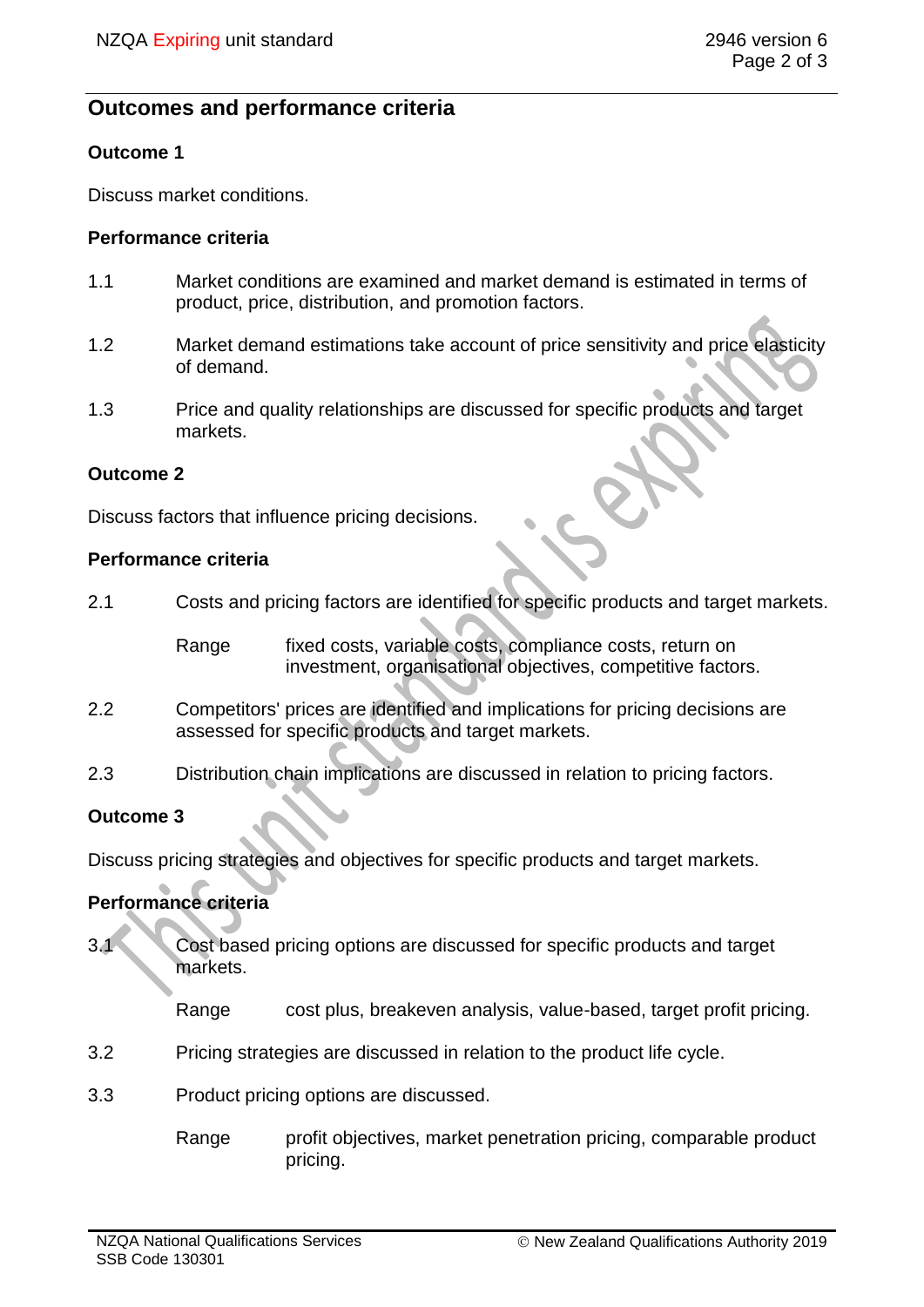## Outcomes and performance criteria

### Outcome 1

Discuss market conditions.

#### Performance criteria

1.1 Market conditions are examined and market demand is estimated in terms of product, price, distribution, and promotion factors.

1.2 Market demand estimations take account of price sensitivity and price elasticity of demand.

1.3 Price and quality relationships are discussed for specific products and target markets.

### Outcome 2

Discuss factors that influence pricing decisions.

#### Performance criteria

2.1 Costs and pricing factors are identified for specific products and target markets.

Range: fixed costs, variable costs, compliance costs, return on investment, organisational objectives, competitive factors.

2.2 Competitors' prices are identified and implications for pricing decisions are assessed for specific products and target markets.

2.3 Distribution chain implications are discussed in relation to pricing factors.

### Outcome 3

Discuss pricing strategies and objectives for specific products and target markets.

#### Performance criteria

3.1 Cost based pricing options are discussed for specific products and target markets.

Range: cost plus, breakeven analysis, value-based, target profit pricing.

3.2 Pricing strategies are discussed in relation to the product life cycle.

3.3 Product pricing options are discussed.

Range: profit objectives, market penetration pricing, comparable product pricing.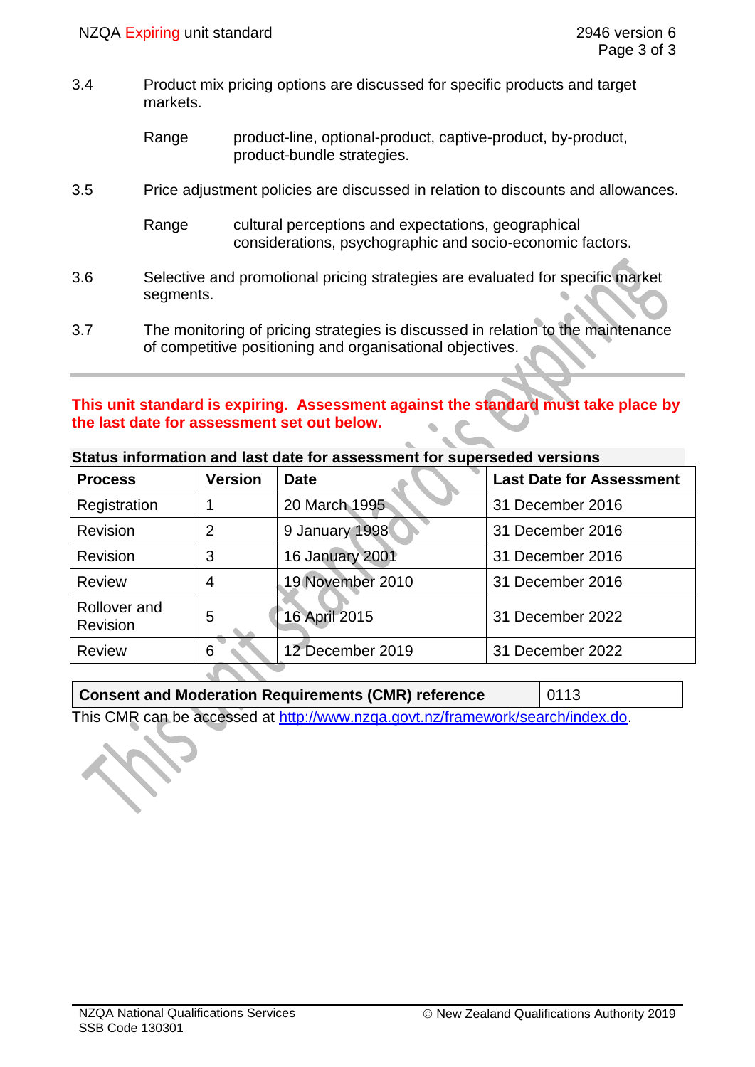3.4 Product mix pricing options are discussed for specific products and target markets.

Range product-line, optional-product, captive-product, by-product, product-bundle strategies.

3.5 Price adjustment policies are discussed in relation to discounts and allowances.

Range cultural perceptions and expectations, geographical considerations, psychographic and socio-economic factors.

3.6 Selective and promotional pricing strategies are evaluated for specific market segments.

3.7 The monitoring of pricing strategies is discussed in relation to the maintenance of competitive positioning and organisational objectives.

---

**This unit standard is expiring. Assessment against the standard must take place by the last date for assessment set out below.**

**Status information and last date for assessment for superseded versions**

| Process | Version | Date | Last Date for Assessment |
|---|---|---|---|
| Registration | 1 | 20 March 1995 | 31 December 2016 |
| Revision | 2 | 9 January 1998 | 31 December 2016 |
| Revision | 3 | 16 January 2001 | 31 December 2016 |
| Review | 4 | 19 November 2010 | 31 December 2016 |
| Rollover and Revision | 5 | 16 April 2015 | 31 December 2022 |
| Review | 6 | 12 December 2019 | 31 December 2022 |

| Consent and Moderation Requirements (CMR) reference | 0113 |
|---|---|

This CMR can be accessed at http://www.nzqa.govt.nz/framework/search/index.do.